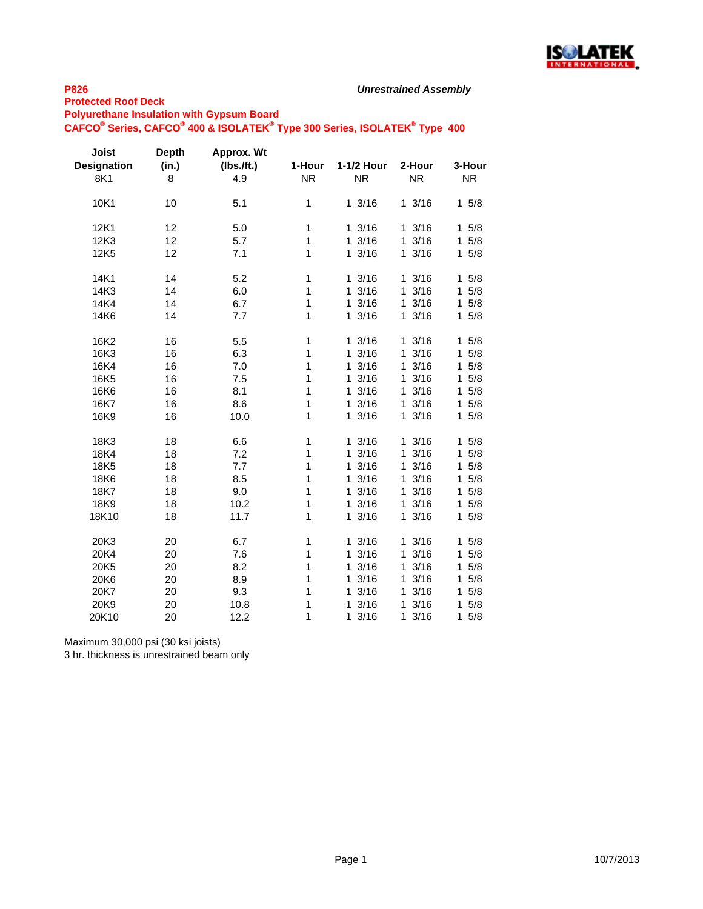**P826**

*Unrestrained Assembly*

**Protected Roof Deck**

**Polyurethane Insulation with Gypsum Board**

**CAFCO® Series, CAFCO® 400 & ISOLATEK® Type 300 Series, ISOLATEK® Type 400**

| Joist Designation | Depth (in.) | Approx. Wt (lbs./ft.) | 1-Hour | 1-1/2 Hour | 2-Hour | 3-Hour |
|---|---|---|---|---|---|---|
| 8K1 | 8 | 4.9 | NR | NR | NR | NR |
| 10K1 | 10 | 5.1 | 1 | 1 3/16 | 1 3/16 | 1 5/8 |
| 12K1 | 12 | 5.0 | 1 | 1 3/16 | 1 3/16 | 1 5/8 |
| 12K3 | 12 | 5.7 | 1 | 1 3/16 | 1 3/16 | 1 5/8 |
| 12K5 | 12 | 7.1 | 1 | 1 3/16 | 1 3/16 | 1 5/8 |
| 14K1 | 14 | 5.2 | 1 | 1 3/16 | 1 3/16 | 1 5/8 |
| 14K3 | 14 | 6.0 | 1 | 1 3/16 | 1 3/16 | 1 5/8 |
| 14K4 | 14 | 6.7 | 1 | 1 3/16 | 1 3/16 | 1 5/8 |
| 14K6 | 14 | 7.7 | 1 | 1 3/16 | 1 3/16 | 1 5/8 |
| 16K2 | 16 | 5.5 | 1 | 1 3/16 | 1 3/16 | 1 5/8 |
| 16K3 | 16 | 6.3 | 1 | 1 3/16 | 1 3/16 | 1 5/8 |
| 16K4 | 16 | 7.0 | 1 | 1 3/16 | 1 3/16 | 1 5/8 |
| 16K5 | 16 | 7.5 | 1 | 1 3/16 | 1 3/16 | 1 5/8 |
| 16K6 | 16 | 8.1 | 1 | 1 3/16 | 1 3/16 | 1 5/8 |
| 16K7 | 16 | 8.6 | 1 | 1 3/16 | 1 3/16 | 1 5/8 |
| 16K9 | 16 | 10.0 | 1 | 1 3/16 | 1 3/16 | 1 5/8 |
| 18K3 | 18 | 6.6 | 1 | 1 3/16 | 1 3/16 | 1 5/8 |
| 18K4 | 18 | 7.2 | 1 | 1 3/16 | 1 3/16 | 1 5/8 |
| 18K5 | 18 | 7.7 | 1 | 1 3/16 | 1 3/16 | 1 5/8 |
| 18K6 | 18 | 8.5 | 1 | 1 3/16 | 1 3/16 | 1 5/8 |
| 18K7 | 18 | 9.0 | 1 | 1 3/16 | 1 3/16 | 1 5/8 |
| 18K9 | 18 | 10.2 | 1 | 1 3/16 | 1 3/16 | 1 5/8 |
| 18K10 | 18 | 11.7 | 1 | 1 3/16 | 1 3/16 | 1 5/8 |
| 20K3 | 20 | 6.7 | 1 | 1 3/16 | 1 3/16 | 1 5/8 |
| 20K4 | 20 | 7.6 | 1 | 1 3/16 | 1 3/16 | 1 5/8 |
| 20K5 | 20 | 8.2 | 1 | 1 3/16 | 1 3/16 | 1 5/8 |
| 20K6 | 20 | 8.9 | 1 | 1 3/16 | 1 3/16 | 1 5/8 |
| 20K7 | 20 | 9.3 | 1 | 1 3/16 | 1 3/16 | 1 5/8 |
| 20K9 | 20 | 10.8 | 1 | 1 3/16 | 1 3/16 | 1 5/8 |
| 20K10 | 20 | 12.2 | 1 | 1 3/16 | 1 3/16 | 1 5/8 |

Maximum 30,000 psi (30 ksi joists)

3 hr. thickness is unrestrained beam only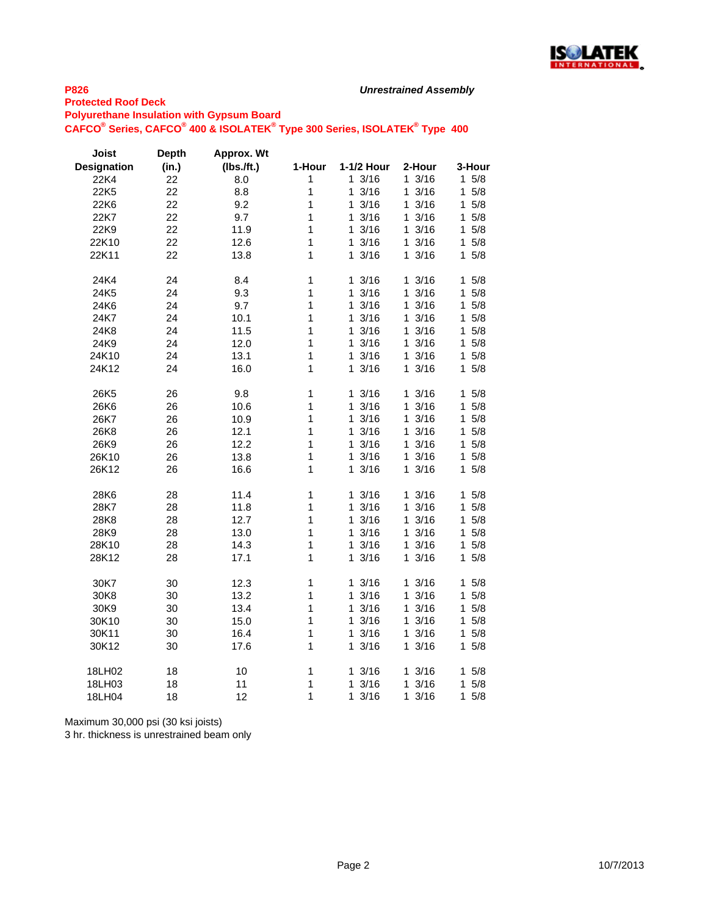**P826**

*Unrestrained Assembly*

**Protected Roof Deck**

**Polyurethane Insulation with Gypsum Board**

**CAFCO® Series, CAFCO® 400 & ISOLATEK® Type 300 Series, ISOLATEK® Type 400**

| Joist Designation | Depth (in.) | Approx. Wt (lbs./ft.) | 1-Hour | 1-1/2 Hour | 2-Hour | 3-Hour |
|---|---|---|---|---|---|---|
| 22K4 | 22 | 8.0 | 1 | 1 3/16 | 1 3/16 | 1 5/8 |
| 22K5 | 22 | 8.8 | 1 | 1 3/16 | 1 3/16 | 1 5/8 |
| 22K6 | 22 | 9.2 | 1 | 1 3/16 | 1 3/16 | 1 5/8 |
| 22K7 | 22 | 9.7 | 1 | 1 3/16 | 1 3/16 | 1 5/8 |
| 22K9 | 22 | 11.9 | 1 | 1 3/16 | 1 3/16 | 1 5/8 |
| 22K10 | 22 | 12.6 | 1 | 1 3/16 | 1 3/16 | 1 5/8 |
| 22K11 | 22 | 13.8 | 1 | 1 3/16 | 1 3/16 | 1 5/8 |
| 24K4 | 24 | 8.4 | 1 | 1 3/16 | 1 3/16 | 1 5/8 |
| 24K5 | 24 | 9.3 | 1 | 1 3/16 | 1 3/16 | 1 5/8 |
| 24K6 | 24 | 9.7 | 1 | 1 3/16 | 1 3/16 | 1 5/8 |
| 24K7 | 24 | 10.1 | 1 | 1 3/16 | 1 3/16 | 1 5/8 |
| 24K8 | 24 | 11.5 | 1 | 1 3/16 | 1 3/16 | 1 5/8 |
| 24K9 | 24 | 12.0 | 1 | 1 3/16 | 1 3/16 | 1 5/8 |
| 24K10 | 24 | 13.1 | 1 | 1 3/16 | 1 3/16 | 1 5/8 |
| 24K12 | 24 | 16.0 | 1 | 1 3/16 | 1 3/16 | 1 5/8 |
| 26K5 | 26 | 9.8 | 1 | 1 3/16 | 1 3/16 | 1 5/8 |
| 26K6 | 26 | 10.6 | 1 | 1 3/16 | 1 3/16 | 1 5/8 |
| 26K7 | 26 | 10.9 | 1 | 1 3/16 | 1 3/16 | 1 5/8 |
| 26K8 | 26 | 12.1 | 1 | 1 3/16 | 1 3/16 | 1 5/8 |
| 26K9 | 26 | 12.2 | 1 | 1 3/16 | 1 3/16 | 1 5/8 |
| 26K10 | 26 | 13.8 | 1 | 1 3/16 | 1 3/16 | 1 5/8 |
| 26K12 | 26 | 16.6 | 1 | 1 3/16 | 1 3/16 | 1 5/8 |
| 28K6 | 28 | 11.4 | 1 | 1 3/16 | 1 3/16 | 1 5/8 |
| 28K7 | 28 | 11.8 | 1 | 1 3/16 | 1 3/16 | 1 5/8 |
| 28K8 | 28 | 12.7 | 1 | 1 3/16 | 1 3/16 | 1 5/8 |
| 28K9 | 28 | 13.0 | 1 | 1 3/16 | 1 3/16 | 1 5/8 |
| 28K10 | 28 | 14.3 | 1 | 1 3/16 | 1 3/16 | 1 5/8 |
| 28K12 | 28 | 17.1 | 1 | 1 3/16 | 1 3/16 | 1 5/8 |
| 30K7 | 30 | 12.3 | 1 | 1 3/16 | 1 3/16 | 1 5/8 |
| 30K8 | 30 | 13.2 | 1 | 1 3/16 | 1 3/16 | 1 5/8 |
| 30K9 | 30 | 13.4 | 1 | 1 3/16 | 1 3/16 | 1 5/8 |
| 30K10 | 30 | 15.0 | 1 | 1 3/16 | 1 3/16 | 1 5/8 |
| 30K11 | 30 | 16.4 | 1 | 1 3/16 | 1 3/16 | 1 5/8 |
| 30K12 | 30 | 17.6 | 1 | 1 3/16 | 1 3/16 | 1 5/8 |
| 18LH02 | 18 | 10 | 1 | 1 3/16 | 1 3/16 | 1 5/8 |
| 18LH03 | 18 | 11 | 1 | 1 3/16 | 1 3/16 | 1 5/8 |
| 18LH04 | 18 | 12 | 1 | 1 3/16 | 1 3/16 | 1 5/8 |

Maximum 30,000 psi (30 ksi joists)

3 hr. thickness is unrestrained beam only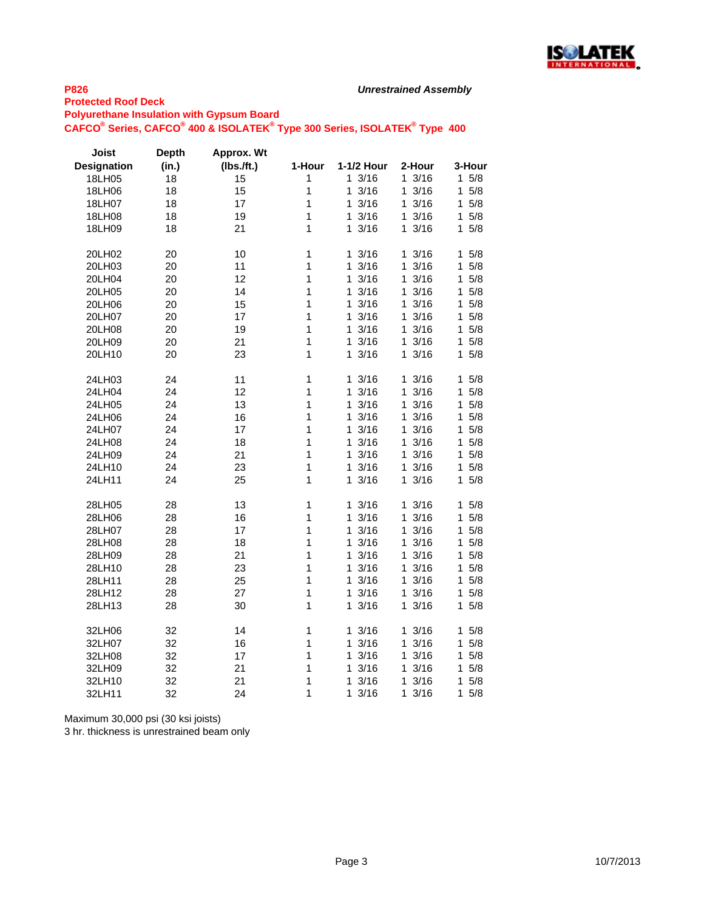**P826**

*Unrestrained Assembly*

**Protected Roof Deck**

**Polyurethane Insulation with Gypsum Board**

**CAFCO® Series, CAFCO® 400 & ISOLATEK® Type 300 Series, ISOLATEK® Type 400**

| Joist Designation | Depth (in.) | Approx. Wt (lbs./ft.) | 1-Hour | 1-1/2 Hour | 2-Hour | 3-Hour |
|---|---|---|---|---|---|---|
| 18LH05 | 18 | 15 | 1 | 1 3/16 | 1 3/16 | 1 5/8 |
| 18LH06 | 18 | 15 | 1 | 1 3/16 | 1 3/16 | 1 5/8 |
| 18LH07 | 18 | 17 | 1 | 1 3/16 | 1 3/16 | 1 5/8 |
| 18LH08 | 18 | 19 | 1 | 1 3/16 | 1 3/16 | 1 5/8 |
| 18LH09 | 18 | 21 | 1 | 1 3/16 | 1 3/16 | 1 5/8 |
| | | | | | | |
| 20LH02 | 20 | 10 | 1 | 1 3/16 | 1 3/16 | 1 5/8 |
| 20LH03 | 20 | 11 | 1 | 1 3/16 | 1 3/16 | 1 5/8 |
| 20LH04 | 20 | 12 | 1 | 1 3/16 | 1 3/16 | 1 5/8 |
| 20LH05 | 20 | 14 | 1 | 1 3/16 | 1 3/16 | 1 5/8 |
| 20LH06 | 20 | 15 | 1 | 1 3/16 | 1 3/16 | 1 5/8 |
| 20LH07 | 20 | 17 | 1 | 1 3/16 | 1 3/16 | 1 5/8 |
| 20LH08 | 20 | 19 | 1 | 1 3/16 | 1 3/16 | 1 5/8 |
| 20LH09 | 20 | 21 | 1 | 1 3/16 | 1 3/16 | 1 5/8 |
| 20LH10 | 20 | 23 | 1 | 1 3/16 | 1 3/16 | 1 5/8 |
| | | | | | | |
| 24LH03 | 24 | 11 | 1 | 1 3/16 | 1 3/16 | 1 5/8 |
| 24LH04 | 24 | 12 | 1 | 1 3/16 | 1 3/16 | 1 5/8 |
| 24LH05 | 24 | 13 | 1 | 1 3/16 | 1 3/16 | 1 5/8 |
| 24LH06 | 24 | 16 | 1 | 1 3/16 | 1 3/16 | 1 5/8 |
| 24LH07 | 24 | 17 | 1 | 1 3/16 | 1 3/16 | 1 5/8 |
| 24LH08 | 24 | 18 | 1 | 1 3/16 | 1 3/16 | 1 5/8 |
| 24LH09 | 24 | 21 | 1 | 1 3/16 | 1 3/16 | 1 5/8 |
| 24LH10 | 24 | 23 | 1 | 1 3/16 | 1 3/16 | 1 5/8 |
| 24LH11 | 24 | 25 | 1 | 1 3/16 | 1 3/16 | 1 5/8 |
| | | | | | | |
| 28LH05 | 28 | 13 | 1 | 1 3/16 | 1 3/16 | 1 5/8 |
| 28LH06 | 28 | 16 | 1 | 1 3/16 | 1 3/16 | 1 5/8 |
| 28LH07 | 28 | 17 | 1 | 1 3/16 | 1 3/16 | 1 5/8 |
| 28LH08 | 28 | 18 | 1 | 1 3/16 | 1 3/16 | 1 5/8 |
| 28LH09 | 28 | 21 | 1 | 1 3/16 | 1 3/16 | 1 5/8 |
| 28LH10 | 28 | 23 | 1 | 1 3/16 | 1 3/16 | 1 5/8 |
| 28LH11 | 28 | 25 | 1 | 1 3/16 | 1 3/16 | 1 5/8 |
| 28LH12 | 28 | 27 | 1 | 1 3/16 | 1 3/16 | 1 5/8 |
| 28LH13 | 28 | 30 | 1 | 1 3/16 | 1 3/16 | 1 5/8 |
| | | | | | | |
| 32LH06 | 32 | 14 | 1 | 1 3/16 | 1 3/16 | 1 5/8 |
| 32LH07 | 32 | 16 | 1 | 1 3/16 | 1 3/16 | 1 5/8 |
| 32LH08 | 32 | 17 | 1 | 1 3/16 | 1 3/16 | 1 5/8 |
| 32LH09 | 32 | 21 | 1 | 1 3/16 | 1 3/16 | 1 5/8 |
| 32LH10 | 32 | 21 | 1 | 1 3/16 | 1 3/16 | 1 5/8 |
| 32LH11 | 32 | 24 | 1 | 1 3/16 | 1 3/16 | 1 5/8 |

Maximum 30,000 psi (30 ksi joists)

3 hr. thickness is unrestrained beam only

10/7/2013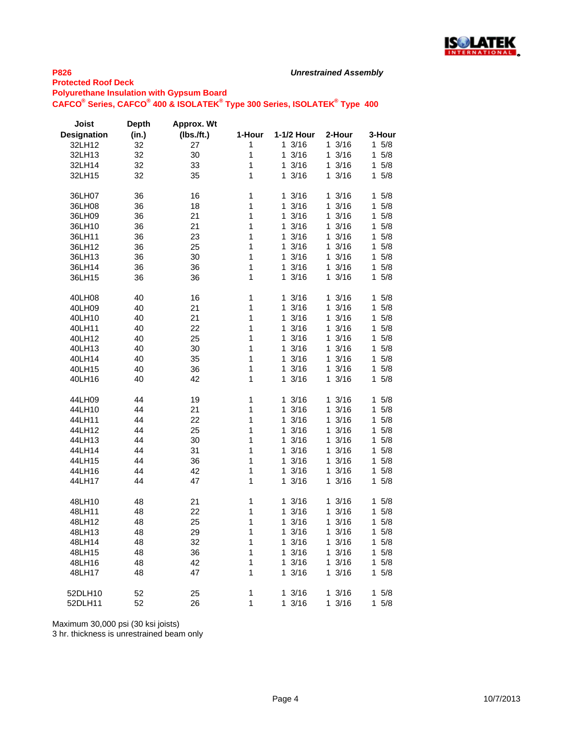**P826**

*Unrestrained Assembly*

**Protected Roof Deck**

**Polyurethane Insulation with Gypsum Board**

**CAFCO® Series, CAFCO® 400 & ISOLATEK® Type 300 Series, ISOLATEK® Type 400**

| Joist Designation | Depth (in.) | Approx. Wt (lbs./ft.) | 1-Hour | 1-1/2 Hour | 2-Hour | 3-Hour |
|---|---|---|---|---|---|---|
| 32LH12 | 32 | 27 | 1 | 1 3/16 | 1 3/16 | 1 5/8 |
| 32LH13 | 32 | 30 | 1 | 1 3/16 | 1 3/16 | 1 5/8 |
| 32LH14 | 32 | 33 | 1 | 1 3/16 | 1 3/16 | 1 5/8 |
| 32LH15 | 32 | 35 | 1 | 1 3/16 | 1 3/16 | 1 5/8 |
| 36LH07 | 36 | 16 | 1 | 1 3/16 | 1 3/16 | 1 5/8 |
| 36LH08 | 36 | 18 | 1 | 1 3/16 | 1 3/16 | 1 5/8 |
| 36LH09 | 36 | 21 | 1 | 1 3/16 | 1 3/16 | 1 5/8 |
| 36LH10 | 36 | 21 | 1 | 1 3/16 | 1 3/16 | 1 5/8 |
| 36LH11 | 36 | 23 | 1 | 1 3/16 | 1 3/16 | 1 5/8 |
| 36LH12 | 36 | 25 | 1 | 1 3/16 | 1 3/16 | 1 5/8 |
| 36LH13 | 36 | 30 | 1 | 1 3/16 | 1 3/16 | 1 5/8 |
| 36LH14 | 36 | 36 | 1 | 1 3/16 | 1 3/16 | 1 5/8 |
| 36LH15 | 36 | 36 | 1 | 1 3/16 | 1 3/16 | 1 5/8 |
| 40LH08 | 40 | 16 | 1 | 1 3/16 | 1 3/16 | 1 5/8 |
| 40LH09 | 40 | 21 | 1 | 1 3/16 | 1 3/16 | 1 5/8 |
| 40LH10 | 40 | 21 | 1 | 1 3/16 | 1 3/16 | 1 5/8 |
| 40LH11 | 40 | 22 | 1 | 1 3/16 | 1 3/16 | 1 5/8 |
| 40LH12 | 40 | 25 | 1 | 1 3/16 | 1 3/16 | 1 5/8 |
| 40LH13 | 40 | 30 | 1 | 1 3/16 | 1 3/16 | 1 5/8 |
| 40LH14 | 40 | 35 | 1 | 1 3/16 | 1 3/16 | 1 5/8 |
| 40LH15 | 40 | 36 | 1 | 1 3/16 | 1 3/16 | 1 5/8 |
| 40LH16 | 40 | 42 | 1 | 1 3/16 | 1 3/16 | 1 5/8 |
| 44LH09 | 44 | 19 | 1 | 1 3/16 | 1 3/16 | 1 5/8 |
| 44LH10 | 44 | 21 | 1 | 1 3/16 | 1 3/16 | 1 5/8 |
| 44LH11 | 44 | 22 | 1 | 1 3/16 | 1 3/16 | 1 5/8 |
| 44LH12 | 44 | 25 | 1 | 1 3/16 | 1 3/16 | 1 5/8 |
| 44LH13 | 44 | 30 | 1 | 1 3/16 | 1 3/16 | 1 5/8 |
| 44LH14 | 44 | 31 | 1 | 1 3/16 | 1 3/16 | 1 5/8 |
| 44LH15 | 44 | 36 | 1 | 1 3/16 | 1 3/16 | 1 5/8 |
| 44LH16 | 44 | 42 | 1 | 1 3/16 | 1 3/16 | 1 5/8 |
| 44LH17 | 44 | 47 | 1 | 1 3/16 | 1 3/16 | 1 5/8 |
| 48LH10 | 48 | 21 | 1 | 1 3/16 | 1 3/16 | 1 5/8 |
| 48LH11 | 48 | 22 | 1 | 1 3/16 | 1 3/16 | 1 5/8 |
| 48LH12 | 48 | 25 | 1 | 1 3/16 | 1 3/16 | 1 5/8 |
| 48LH13 | 48 | 29 | 1 | 1 3/16 | 1 3/16 | 1 5/8 |
| 48LH14 | 48 | 32 | 1 | 1 3/16 | 1 3/16 | 1 5/8 |
| 48LH15 | 48 | 36 | 1 | 1 3/16 | 1 3/16 | 1 5/8 |
| 48LH16 | 48 | 42 | 1 | 1 3/16 | 1 3/16 | 1 5/8 |
| 48LH17 | 48 | 47 | 1 | 1 3/16 | 1 3/16 | 1 5/8 |
| 52DLH10 | 52 | 25 | 1 | 1 3/16 | 1 3/16 | 1 5/8 |
| 52DLH11 | 52 | 26 | 1 | 1 3/16 | 1 3/16 | 1 5/8 |

Maximum 30,000 psi (30 ksi joists)
3 hr. thickness is unrestrained beam only

10/7/2013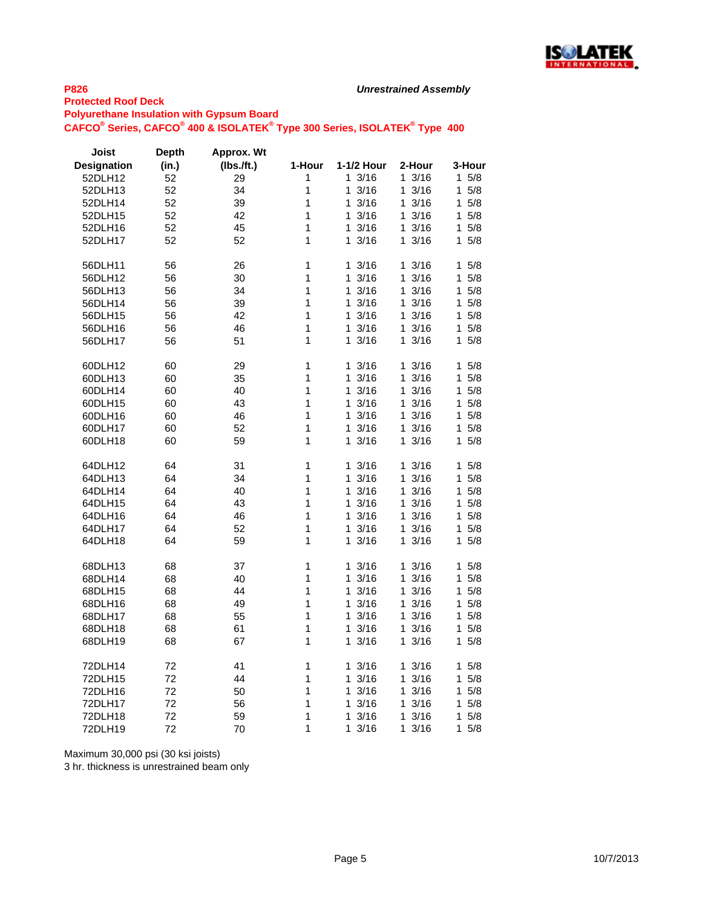**P826**

*Unrestrained Assembly*

**Protected Roof Deck**

**Polyurethane Insulation with Gypsum Board**

**CAFCO® Series, CAFCO® 400 & ISOLATEK® Type 300 Series, ISOLATEK® Type 400**

| Joist Designation | Depth (in.) | Approx. Wt (lbs./ft.) | 1-Hour | 1-1/2 Hour | 2-Hour | 3-Hour |
|---|---|---|---|---|---|---|
| 52DLH12 | 52 | 29 | 1 | 1 3/16 | 1 3/16 | 1 5/8 |
| 52DLH13 | 52 | 34 | 1 | 1 3/16 | 1 3/16 | 1 5/8 |
| 52DLH14 | 52 | 39 | 1 | 1 3/16 | 1 3/16 | 1 5/8 |
| 52DLH15 | 52 | 42 | 1 | 1 3/16 | 1 3/16 | 1 5/8 |
| 52DLH16 | 52 | 45 | 1 | 1 3/16 | 1 3/16 | 1 5/8 |
| 52DLH17 | 52 | 52 | 1 | 1 3/16 | 1 3/16 | 1 5/8 |
| | | | | | | |
| 56DLH11 | 56 | 26 | 1 | 1 3/16 | 1 3/16 | 1 5/8 |
| 56DLH12 | 56 | 30 | 1 | 1 3/16 | 1 3/16 | 1 5/8 |
| 56DLH13 | 56 | 34 | 1 | 1 3/16 | 1 3/16 | 1 5/8 |
| 56DLH14 | 56 | 39 | 1 | 1 3/16 | 1 3/16 | 1 5/8 |
| 56DLH15 | 56 | 42 | 1 | 1 3/16 | 1 3/16 | 1 5/8 |
| 56DLH16 | 56 | 46 | 1 | 1 3/16 | 1 3/16 | 1 5/8 |
| 56DLH17 | 56 | 51 | 1 | 1 3/16 | 1 3/16 | 1 5/8 |
| | | | | | | |
| 60DLH12 | 60 | 29 | 1 | 1 3/16 | 1 3/16 | 1 5/8 |
| 60DLH13 | 60 | 35 | 1 | 1 3/16 | 1 3/16 | 1 5/8 |
| 60DLH14 | 60 | 40 | 1 | 1 3/16 | 1 3/16 | 1 5/8 |
| 60DLH15 | 60 | 43 | 1 | 1 3/16 | 1 3/16 | 1 5/8 |
| 60DLH16 | 60 | 46 | 1 | 1 3/16 | 1 3/16 | 1 5/8 |
| 60DLH17 | 60 | 52 | 1 | 1 3/16 | 1 3/16 | 1 5/8 |
| 60DLH18 | 60 | 59 | 1 | 1 3/16 | 1 3/16 | 1 5/8 |
| | | | | | | |
| 64DLH12 | 64 | 31 | 1 | 1 3/16 | 1 3/16 | 1 5/8 |
| 64DLH13 | 64 | 34 | 1 | 1 3/16 | 1 3/16 | 1 5/8 |
| 64DLH14 | 64 | 40 | 1 | 1 3/16 | 1 3/16 | 1 5/8 |
| 64DLH15 | 64 | 43 | 1 | 1 3/16 | 1 3/16 | 1 5/8 |
| 64DLH16 | 64 | 46 | 1 | 1 3/16 | 1 3/16 | 1 5/8 |
| 64DLH17 | 64 | 52 | 1 | 1 3/16 | 1 3/16 | 1 5/8 |
| 64DLH18 | 64 | 59 | 1 | 1 3/16 | 1 3/16 | 1 5/8 |
| | | | | | | |
| 68DLH13 | 68 | 37 | 1 | 1 3/16 | 1 3/16 | 1 5/8 |
| 68DLH14 | 68 | 40 | 1 | 1 3/16 | 1 3/16 | 1 5/8 |
| 68DLH15 | 68 | 44 | 1 | 1 3/16 | 1 3/16 | 1 5/8 |
| 68DLH16 | 68 | 49 | 1 | 1 3/16 | 1 3/16 | 1 5/8 |
| 68DLH17 | 68 | 55 | 1 | 1 3/16 | 1 3/16 | 1 5/8 |
| 68DLH18 | 68 | 61 | 1 | 1 3/16 | 1 3/16 | 1 5/8 |
| 68DLH19 | 68 | 67 | 1 | 1 3/16 | 1 3/16 | 1 5/8 |
| | | | | | | |
| 72DLH14 | 72 | 41 | 1 | 1 3/16 | 1 3/16 | 1 5/8 |
| 72DLH15 | 72 | 44 | 1 | 1 3/16 | 1 3/16 | 1 5/8 |
| 72DLH16 | 72 | 50 | 1 | 1 3/16 | 1 3/16 | 1 5/8 |
| 72DLH17 | 72 | 56 | 1 | 1 3/16 | 1 3/16 | 1 5/8 |
| 72DLH18 | 72 | 59 | 1 | 1 3/16 | 1 3/16 | 1 5/8 |
| 72DLH19 | 72 | 70 | 1 | 1 3/16 | 1 3/16 | 1 5/8 |

Maximum 30,000 psi (30 ksi joists)

3 hr. thickness is unrestrained beam only